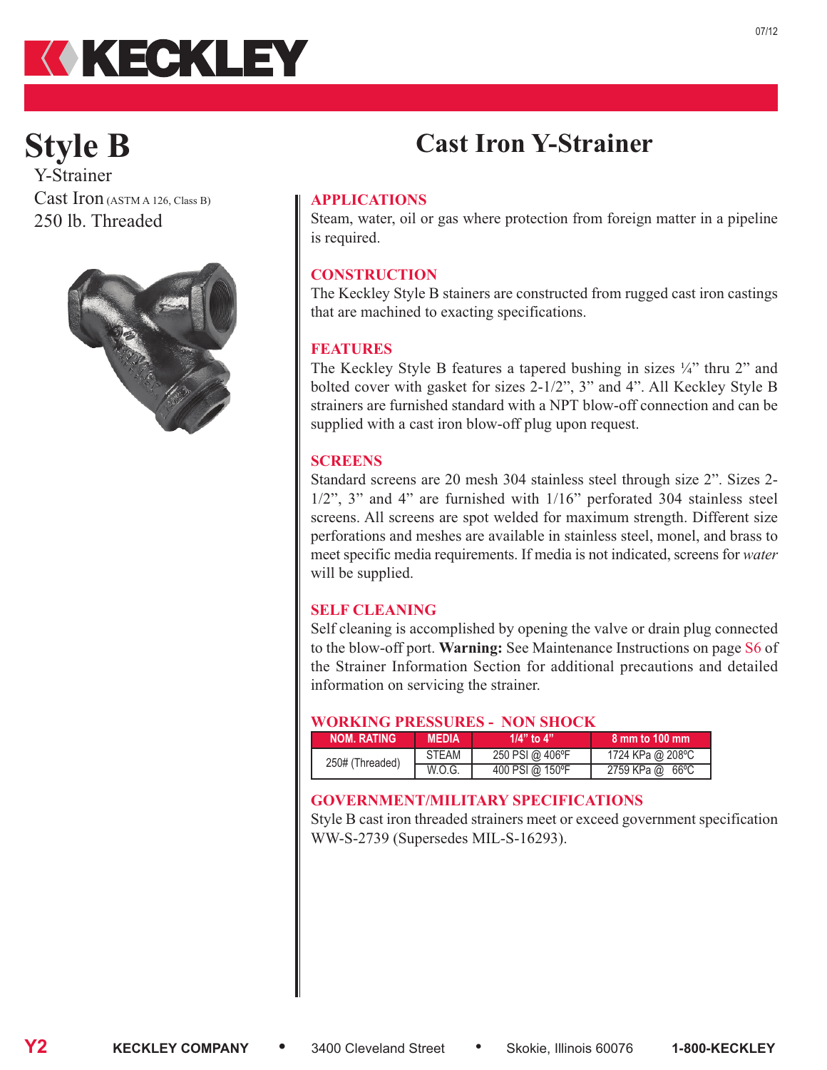# KECKLEY

07/12

# Style B

Y-Strainer
Cast Iron (ASTM A 126, Class B)
250 lb. Threaded

## Cast Iron Y-Strainer

### APPLICATIONS

Steam, water, oil or gas where protection from foreign matter in a pipeline is required.

### CONSTRUCTION

The Keckley Style B stainers are constructed from rugged cast iron castings that are machined to exacting specifications.

### FEATURES

The Keckley Style B features a tapered bushing in sizes ¼" thru 2" and bolted cover with gasket for sizes 2-1/2", 3" and 4". All Keckley Style B strainers are furnished standard with a NPT blow-off connection and can be supplied with a cast iron blow-off plug upon request.

### SCREENS

Standard screens are 20 mesh 304 stainless steel through size 2". Sizes 2-1/2", 3" and 4" are furnished with 1/16" perforated 304 stainless steel screens. All screens are spot welded for maximum strength. Different size perforations and meshes are available in stainless steel, monel, and brass to meet specific media requirements. If media is not indicated, screens for *water* will be supplied.

### SELF CLEANING

Self cleaning is accomplished by opening the valve or drain plug connected to the blow-off port. **Warning:** See Maintenance Instructions on page S6 of the Strainer Information Section for additional precautions and detailed information on servicing the strainer.

### WORKING PRESSURES - NON SHOCK

| NOM. RATING | MEDIA | 1/4" to 4" | 8 mm to 100 mm |
|---|---|---|---|
| 250# (Threaded) | STEAM | 250 PSI @ 406ºF | 1724 KPa @ 208ºC |
| | W.O.G. | 400 PSI @ 150ºF | 2759 KPa @ 66ºC |

### GOVERNMENT/MILITARY SPECIFICATIONS

Style B cast iron threaded strainers meet or exceed government specification WW-S-2739 (Supersedes MIL-S-16293).

Y2 KECKLEY COMPANY • 3400 Cleveland Street • Skokie, Illinois 60076 1-800-KECKLEY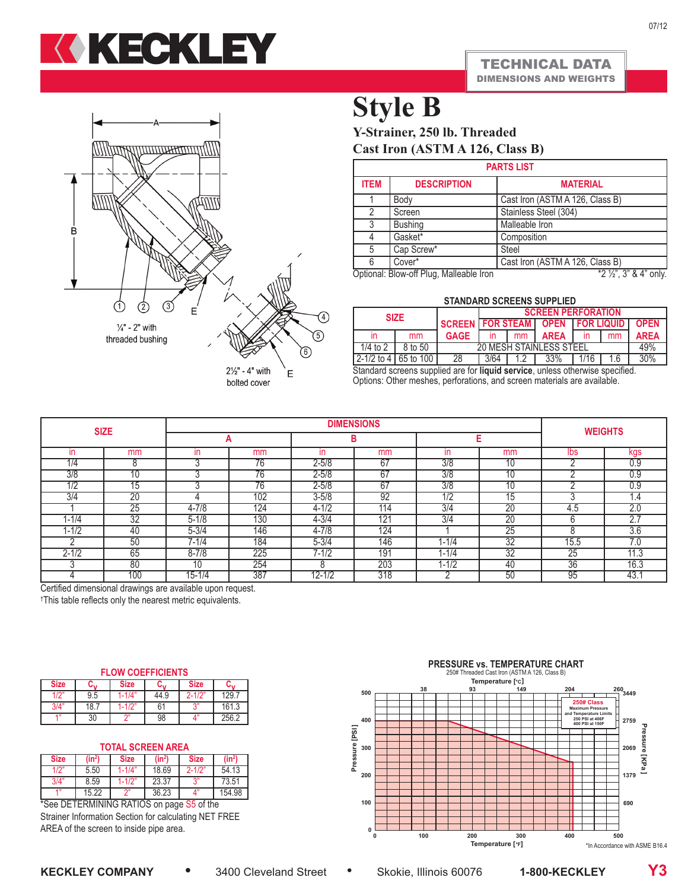KECKLEY

TECHNICAL DATA
DIMENSIONS AND WEIGHTS

# Style B

## Y-Strainer, 250 lb. Threaded
## Cast Iron (ASTM A 126, Class B)

¼" - 2" with threaded bushing

2½" - 4" with bolted cover

| PARTS LIST | | |
|---|---|---|
| ITEM | DESCRIPTION | MATERIAL |
| 1 | Body | Cast Iron (ASTM A 126, Class B) |
| 2 | Screen | Stainless Steel (304) |
| 3 | Bushing | Malleable Iron |
| 4 | Gasket* | Composition |
| 5 | Cap Screw* | Steel |
| 6 | Cover* | Cast Iron (ASTM A 126, Class B) |

Optional: Blow-off Plug, Malleable Iron *2 ½", 3" & 4" only.

**STANDARD SCREENS SUPPLIED**

| SIZE | | SCREEN GAGE | SCREEN PERFORATION | | | | | |
|---|---|---|---|---|---|---|---|---|
| | | | FOR STEAM | | OPEN AREA | FOR LIQUID | | OPEN AREA |
| in | mm | | in | mm | | in | mm | |
| 1/4 to 2 | 8 to 50 | 20 MESH STAINLESS STEEL | | | | | | 49% |
| 2-1/2 to 4 | 65 to 100 | 28 | 3/64 | 1.2 | 33% | 1/16 | 1.6 | 30% |

Standard screens supplied are for **liquid service**, unless otherwise specified.
Options: Other meshes, perforations, and screen materials are available.

| SIZE | | DIMENSIONS | | | | | | WEIGHTS | |
|---|---|---|---|---|---|---|---|---|---|
| | | A | | B | | E | | | |
| in | mm | in | mm | in | mm | in | mm | lbs | kgs |
| 1/4 | 8 | 3 | 76 | 2-5/8 | 67 | 3/8 | 10 | 2 | 0.9 |
| 3/8 | 10 | 3 | 76 | 2-5/8 | 67 | 3/8 | 10 | 2 | 0.9 |
| 1/2 | 15 | 3 | 76 | 2-5/8 | 67 | 3/8 | 10 | 2 | 0.9 |
| 3/4 | 20 | 4 | 102 | 3-5/8 | 92 | 1/2 | 15 | 3 | 1.4 |
| 1 | 25 | 4-7/8 | 124 | 4-1/2 | 114 | 3/4 | 20 | 4.5 | 2.0 |
| 1-1/4 | 32 | 5-1/8 | 130 | 4-3/4 | 121 | 3/4 | 20 | 6 | 2.7 |
| 1-1/2 | 40 | 5-3/4 | 146 | 4-7/8 | 124 | 1 | 25 | 8 | 3.6 |
| 2 | 50 | 7-1/4 | 184 | 5-3/4 | 146 | 1-1/4 | 32 | 15.5 | 7.0 |
| 2-1/2 | 65 | 8-7/8 | 225 | 7-1/2 | 191 | 1-1/4 | 32 | 25 | 11.3 |
| 3 | 80 | 10 | 254 | 8 | 203 | 1-1/2 | 40 | 36 | 16.3 |
| 4 | 100 | 15-1/4 | 387 | 12-1/2 | 318 | 2 | 50 | 95 | 43.1 |

Certified dimensional drawings are available upon request.
†This table reflects only the nearest metric equivalents.

**FLOW COEFFICIENTS**

| Size | $C_v$ | Size | $C_v$ | Size | $C_v$ |
|---|---|---|---|---|---|
| 1/2" | 9.5 | 1-1/4" | 44.9 | 2-1/2" | 129.7 |
| 3/4" | 18.7 | 1-1/2" | 61 | 3" | 161.3 |
| 1" | 30 | 2" | 98 | 4" | 256.2 |

**TOTAL SCREEN AREA**

| Size | (in²) | Size | (in²) | Size | (in²) |
|---|---|---|---|---|---|
| 1/2" | 5.50 | 1-1/4" | 18.69 | 2-1/2" | 54.13 |
| 3/4" | 8.59 | 1-1/2" | 23.37 | 3" | 73.51 |
| 1" | 15.22 | 2" | 36.23 | 4" | 154.98 |

*See DETERMINING RATIOS on page S5 of the Strainer Information Section for calculating NET FREE AREA of the screen to inside pipe area.

**PRESSURE vs. TEMPERATURE CHART**

250# Threaded Cast Iron (ASTM A 126, Class B)

250# Class — Maximum Pressure and Temperature Limits: 250 PSI at 406F, 400 PSI at 150F

*In Accordance with ASME B16.4

KECKLEY COMPANY • 3400 Cleveland Street • Skokie, Illinois 60076 1-800-KECKLEY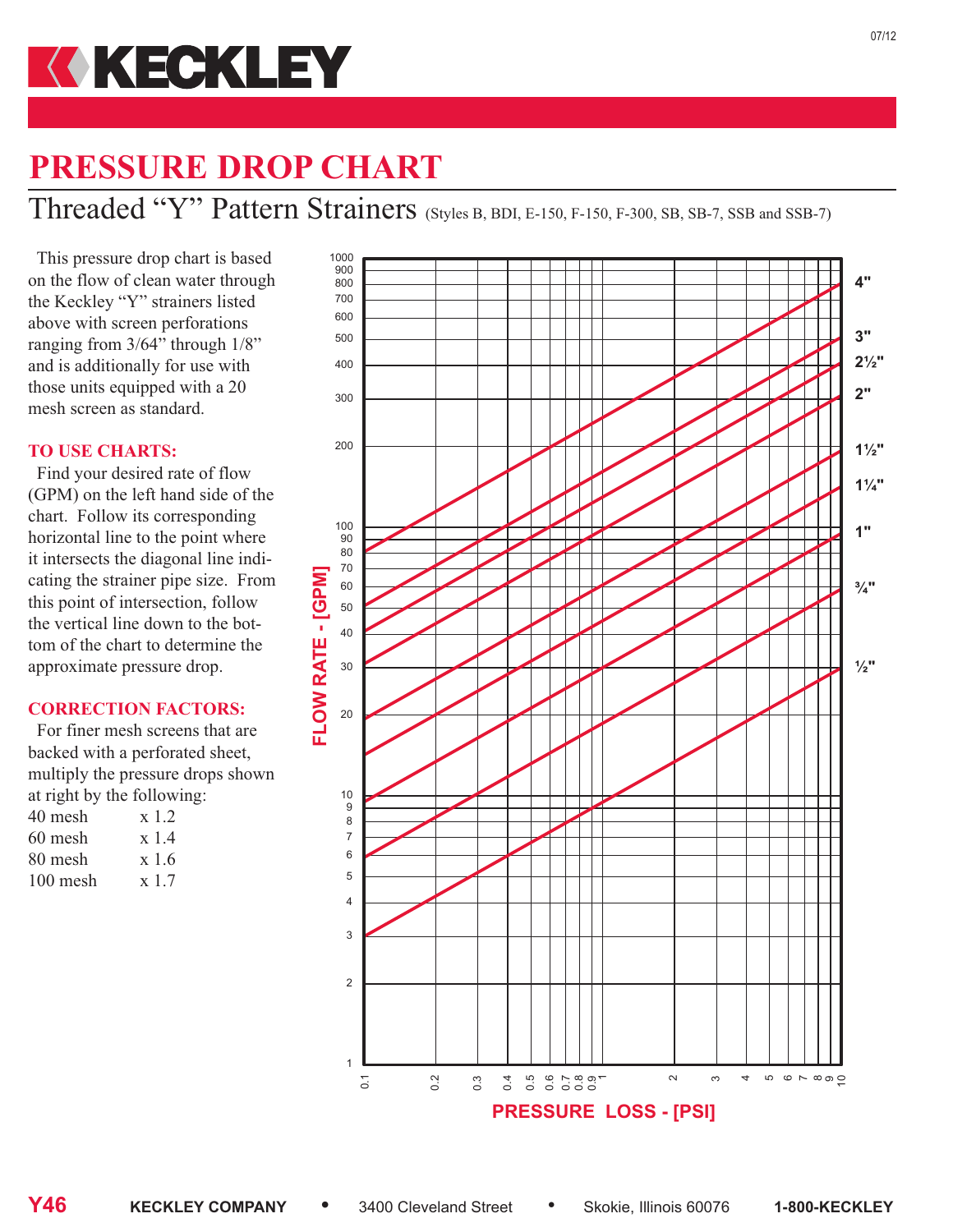# PRESSURE DROP CHART

## Threaded "Y" Pattern Strainers (Styles B, BDI, E-150, F-150, F-300, SB, SB-7, SSB and SSB-7)

This pressure drop chart is based on the flow of clean water through the Keckley "Y" strainers listed above with screen perforations ranging from 3/64" through 1/8" and is additionally for use with those units equipped with a 20 mesh screen as standard.

### TO USE CHARTS:

Find your desired rate of flow (GPM) on the left hand side of the chart. Follow its corresponding horizontal line to the point where it intersects the diagonal line indicating the strainer pipe size. From this point of intersection, follow the vertical line down to the bottom of the chart to determine the approximate pressure drop.

### CORRECTION FACTORS:

For finer mesh screens that are backed with a perforated sheet, multiply the pressure drops shown at right by the following:

| | |
|---|---|
| 40 mesh | x 1.2 |
| 60 mesh | x 1.4 |
| 80 mesh | x 1.6 |
| 100 mesh | x 1.7 |

FLOW RATE - [GPM]

1000
900
800
700
600
500
400
300
200
100
90
80
70
60
50
40
30
20
10
9
8
7
6
5
4
3
2
1

4"
3"
2½"
2"
1½"
1¼"
1"
¾"
½"

0.1 0.2 0.3 0.4 0.5 0.6 0.7 0.8 0.9 1 2 3 4 5 6 7 8 9 10

PRESSURE LOSS - [PSI]